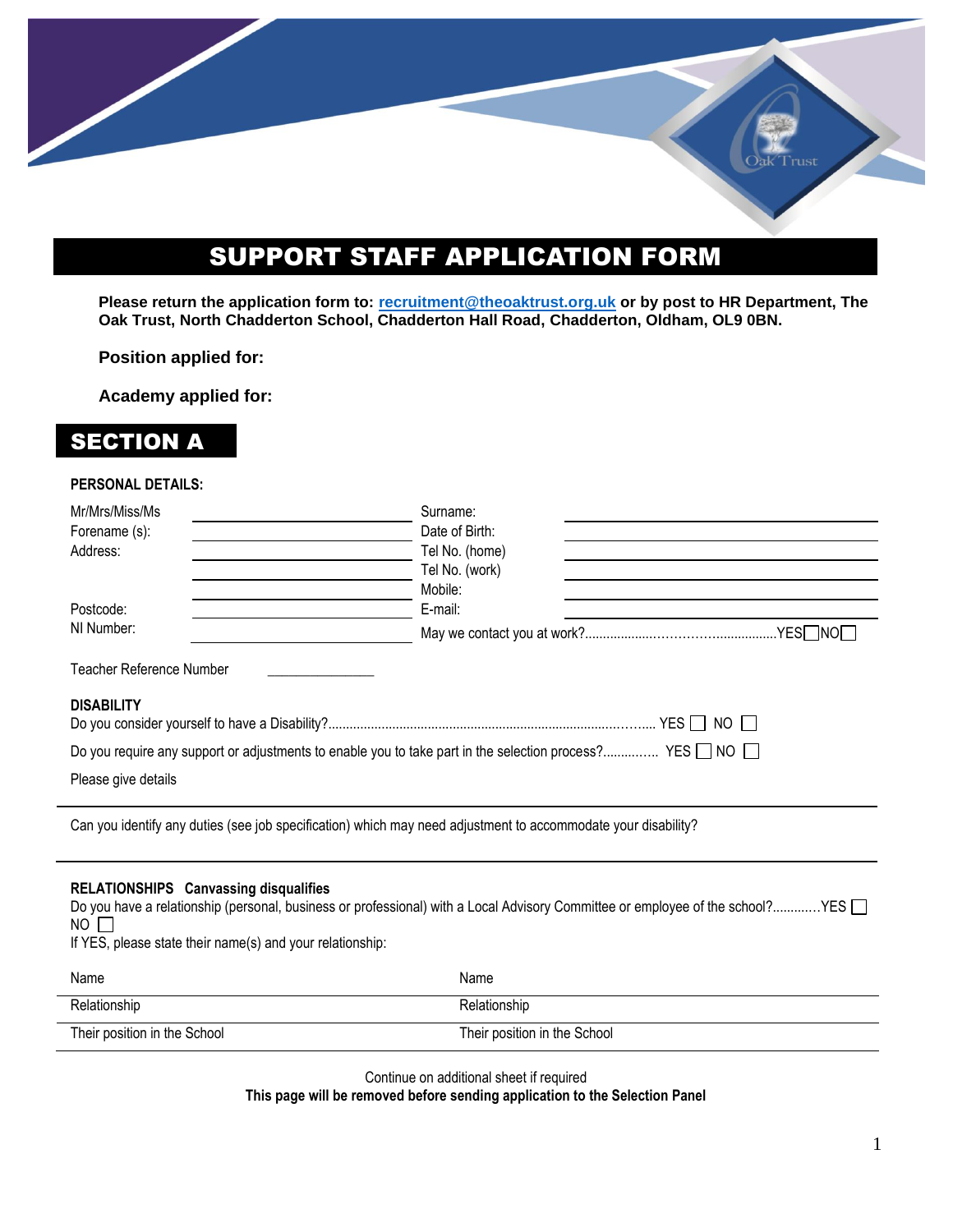# SUPPORT STAFF APPLICATION FORM

**Please return the application form to: recruitment@theoaktrust.org.uk or by post to HR Department, The Oak Trust, North Chadderton School, Chadderton Hall Road, Chadderton, Oldham, OL9 0BN.**

**Position applied for:**

**Academy applied for:**

## SECTION A

**PERSONAL DETAILS:**

| | | | |
|---|---|---|---|
| Mr/Mrs/Miss/Ms | | Surname: | |
| Forename (s): | | Date of Birth: | |
| Address: | | Tel No. (home) | |
| | | Tel No. (work) | |
| | | Mobile: | |
| Postcode: | | E-mail: | |
| NI Number: | | May we contact you at work?..................................................YES ☐ NO ☐ | |

Teacher Reference Number \_\_\_\_\_\_\_\_\_\_\_\_\_\_

**DISABILITY**

Do you consider yourself to have a Disability?........................................................................................ YES ☐ NO ☐

Do you require any support or adjustments to enable you to take part in the selection process?.............. YES ☐ NO ☐

Please give details

Can you identify any duties (see job specification) which may need adjustment to accommodate your disability?

**RELATIONSHIPS Canvassing disqualifies**

Do you have a relationship (personal, business or professional) with a Local Advisory Committee or employee of the school?............YES ☐ NO ☐

If YES, please state their name(s) and your relationship:

| | |
|---|---|
| Name | Name |
| Relationship | Relationship |
| Their position in the School | Their position in the School |

Continue on additional sheet if required

**This page will be removed before sending application to the Selection Panel**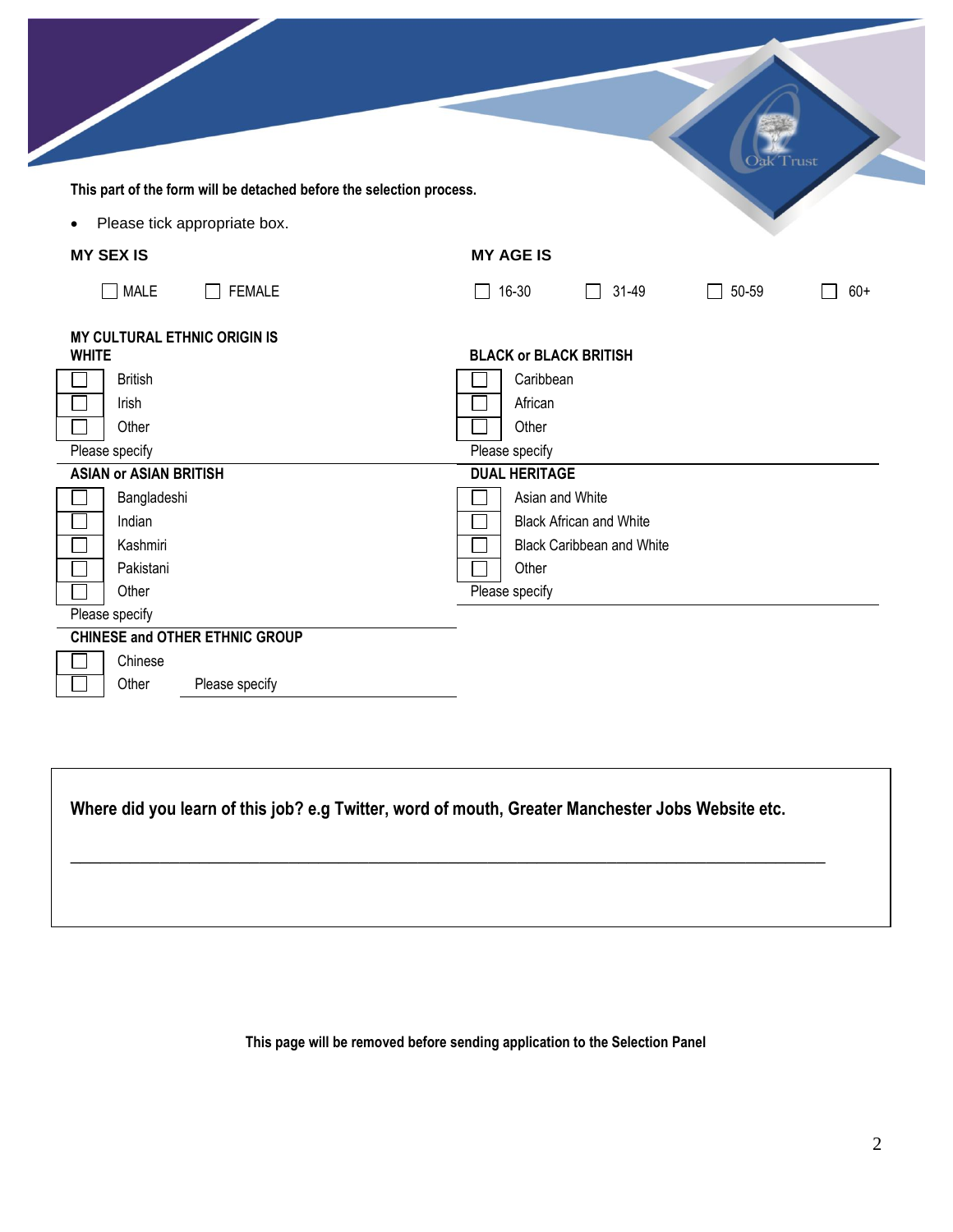**This part of the form will be detached before the selection process.**

- Please tick appropriate box.

**MY SEX IS**

☐ MALE ☐ FEMALE

**MY AGE IS**

☐ 16-30 ☐ 31-49 ☐ 50-59 ☐ 60+

**MY CULTURAL ETHNIC ORIGIN IS**

**WHITE**

☐ British
☐ Irish
☐ Other

Please specify

**ASIAN or ASIAN BRITISH**

☐ Bangladeshi
☐ Indian
☐ Kashmiri
☐ Pakistani
☐ Other

Please specify

**CHINESE and OTHER ETHNIC GROUP**

☐ Chinese
☐ Other Please specify

**BLACK or BLACK BRITISH**

☐ Caribbean
☐ African
☐ Other

Please specify

**DUAL HERITAGE**

☐ Asian and White
☐ Black African and White
☐ Black Caribbean and White
☐ Other

Please specify

**Where did you learn of this job? e.g Twitter, word of mouth, Greater Manchester Jobs Website etc.**

\_\_\_\_\_\_\_\_\_\_\_\_\_\_\_\_\_\_\_\_\_\_\_\_\_\_\_\_\_\_\_\_\_\_\_\_\_\_\_\_\_\_\_\_\_\_\_\_\_\_\_\_\_\_\_\_\_\_\_\_\_\_\_\_\_\_\_\_\_\_\_\_\_\_\_\_

**This page will be removed before sending application to the Selection Panel**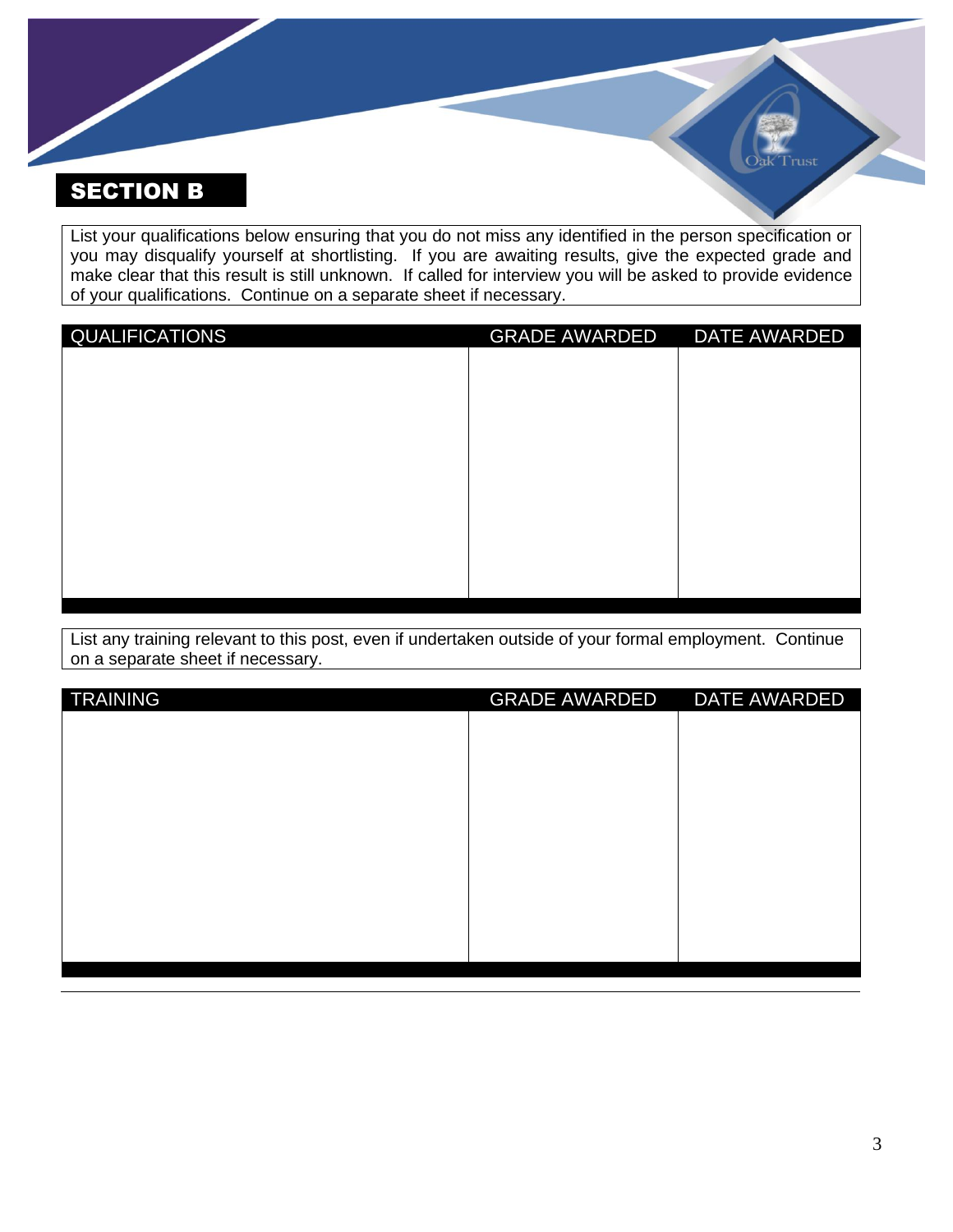## SECTION B

List your qualifications below ensuring that you do not miss any identified in the person specification or you may disqualify yourself at shortlisting. If you are awaiting results, give the expected grade and make clear that this result is still unknown. If called for interview you will be asked to provide evidence of your qualifications. Continue on a separate sheet if necessary.

| QUALIFICATIONS | GRADE AWARDED | DATE AWARDED |
| --- | --- | --- |
| | | |

List any training relevant to this post, even if undertaken outside of your formal employment. Continue on a separate sheet if necessary.

| TRAINING | GRADE AWARDED | DATE AWARDED |
| --- | --- | --- |
| | | |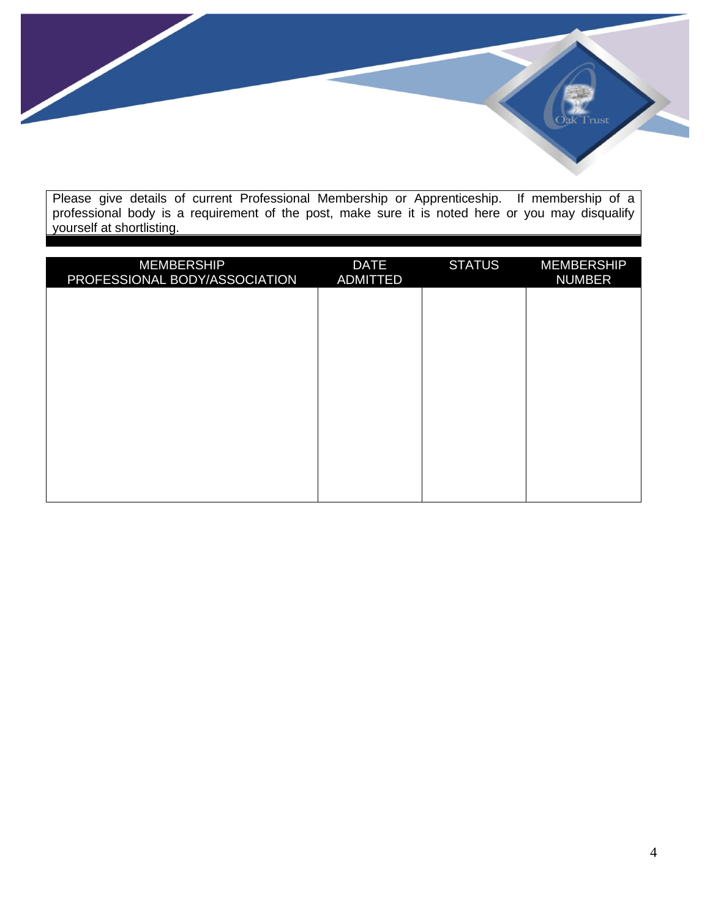Please give details of current Professional Membership or Apprenticeship. If membership of a professional body is a requirement of the post, make sure it is noted here or you may disqualify yourself at shortlisting.

| MEMBERSHIP PROFESSIONAL BODY/ASSOCIATION | DATE ADMITTED | STATUS | MEMBERSHIP NUMBER |
| --- | --- | --- | --- |
| | | | |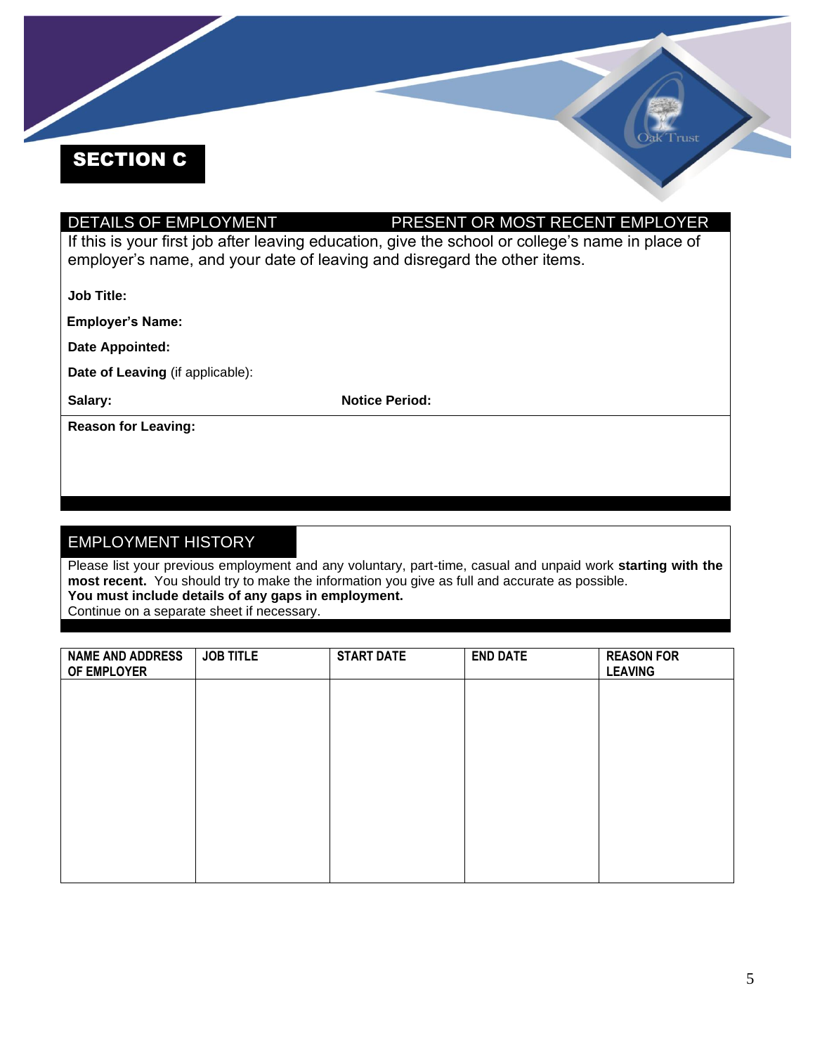## SECTION C

### DETAILS OF EMPLOYMENT — PRESENT OR MOST RECENT EMPLOYER

If this is your first job after leaving education, give the school or college's name in place of employer's name, and your date of leaving and disregard the other items.

**Job Title:**

**Employer's Name:**

**Date Appointed:**

**Date of Leaving** (if applicable):

**Salary:** **Notice Period:**

**Reason for Leaving:**

### EMPLOYMENT HISTORY

Please list your previous employment and any voluntary, part-time, casual and unpaid work **starting with the most recent.** You should try to make the information you give as full and accurate as possible.
**You must include details of any gaps in employment.**
Continue on a separate sheet if necessary.

| NAME AND ADDRESS OF EMPLOYER | JOB TITLE | START DATE | END DATE | REASON FOR LEAVING |
|---|---|---|---|---|
| | | | | |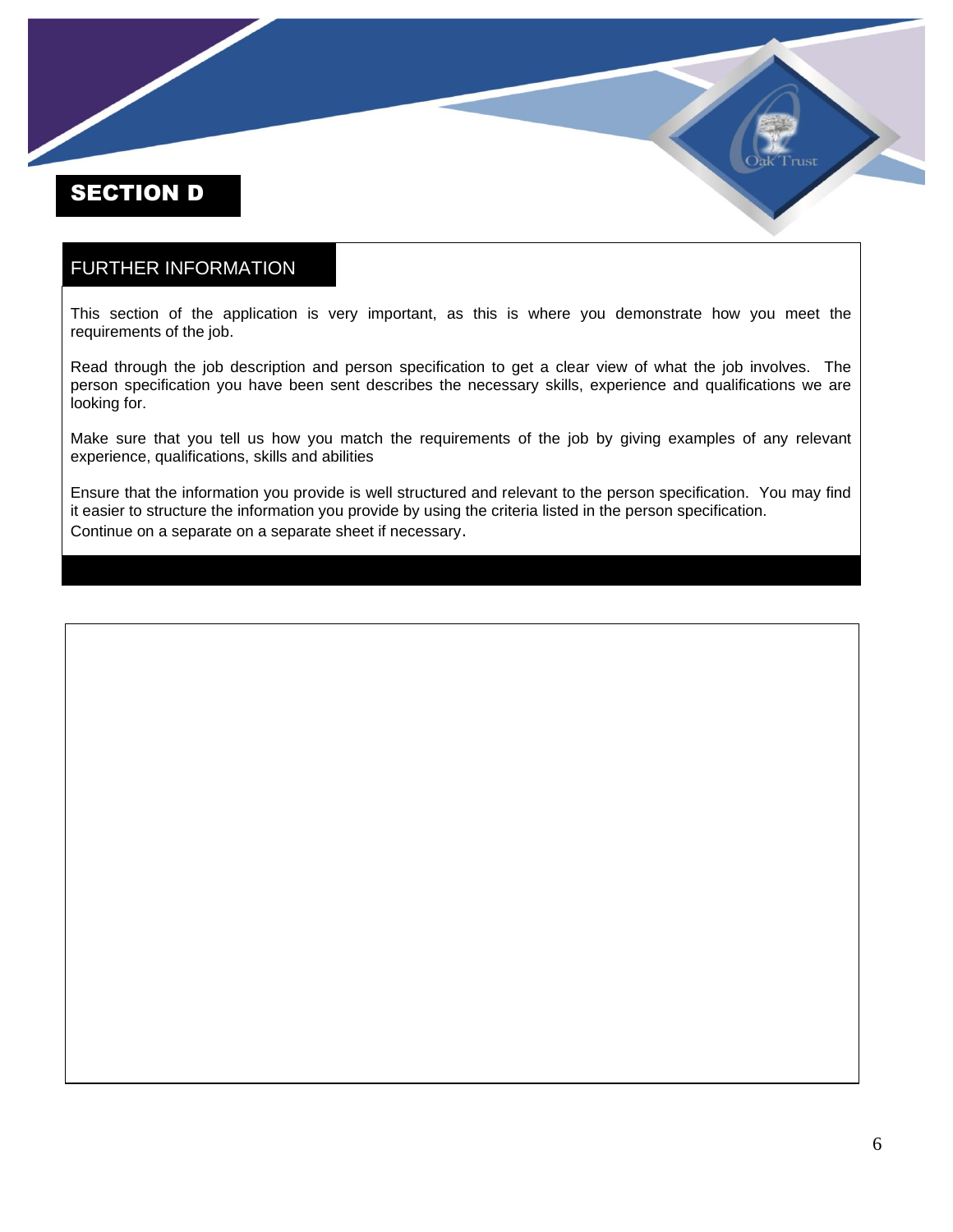# SECTION D

## FURTHER INFORMATION

This section of the application is very important, as this is where you demonstrate how you meet the requirements of the job.

Read through the job description and person specification to get a clear view of what the job involves. The person specification you have been sent describes the necessary skills, experience and qualifications we are looking for.

Make sure that you tell us how you match the requirements of the job by giving examples of any relevant experience, qualifications, skills and abilities

Ensure that the information you provide is well structured and relevant to the person specification. You may find it easier to structure the information you provide by using the criteria listed in the person specification.
Continue on a separate on a separate sheet if necessary.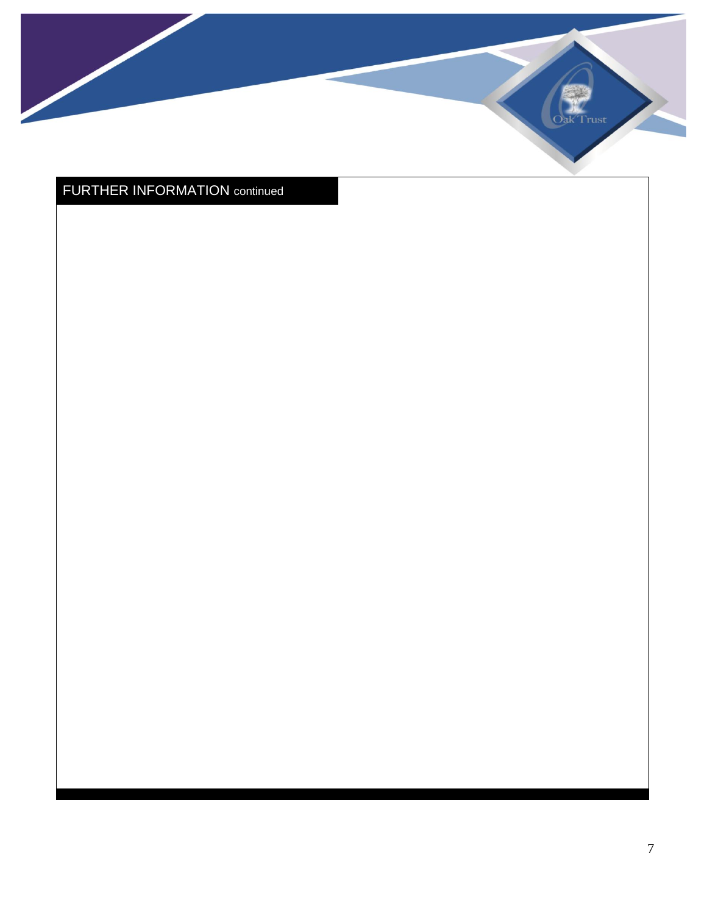## FURTHER INFORMATION continued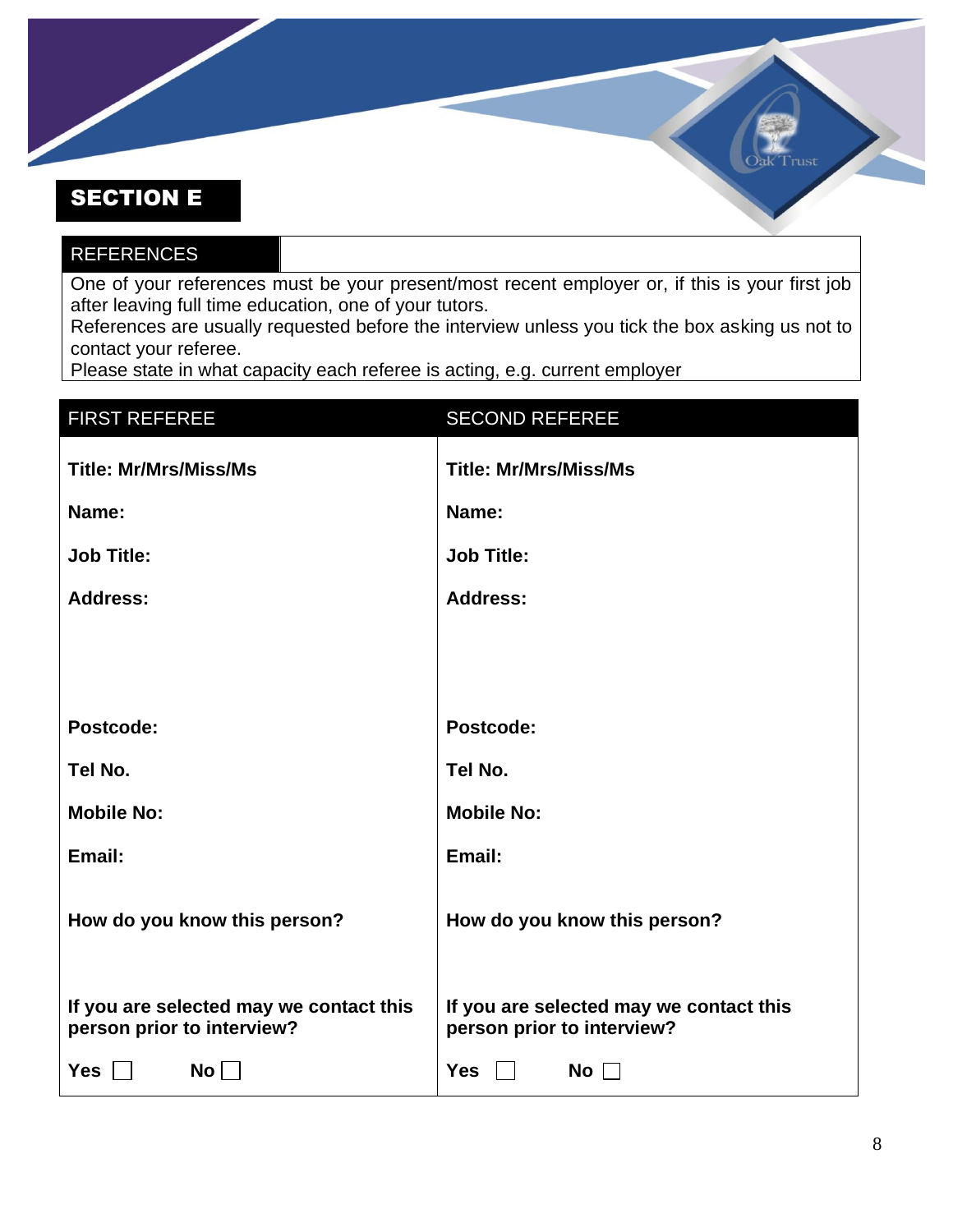## SECTION E

### REFERENCES

One of your references must be your present/most recent employer or, if this is your first job after leaving full time education, one of your tutors.
References are usually requested before the interview unless you tick the box asking us not to contact your referee.
Please state in what capacity each referee is acting, e.g. current employer

| FIRST REFEREE | SECOND REFEREE |
|---|---|
| **Title: Mr/Mrs/Miss/Ms** | **Title: Mr/Mrs/Miss/Ms** |
| **Name:** | **Name:** |
| **Job Title:** | **Job Title:** |
| **Address:** | **Address:** |
| **Postcode:** | **Postcode:** |
| **Tel No.** | **Tel No.** |
| **Mobile No:** | **Mobile No:** |
| **Email:** | **Email:** |
| **How do you know this person?** | **How do you know this person?** |
| **If you are selected may we contact this person prior to interview?** | **If you are selected may we contact this person prior to interview?** |
| **Yes** ☐ **No** ☐ | **Yes** ☐ **No** ☐ |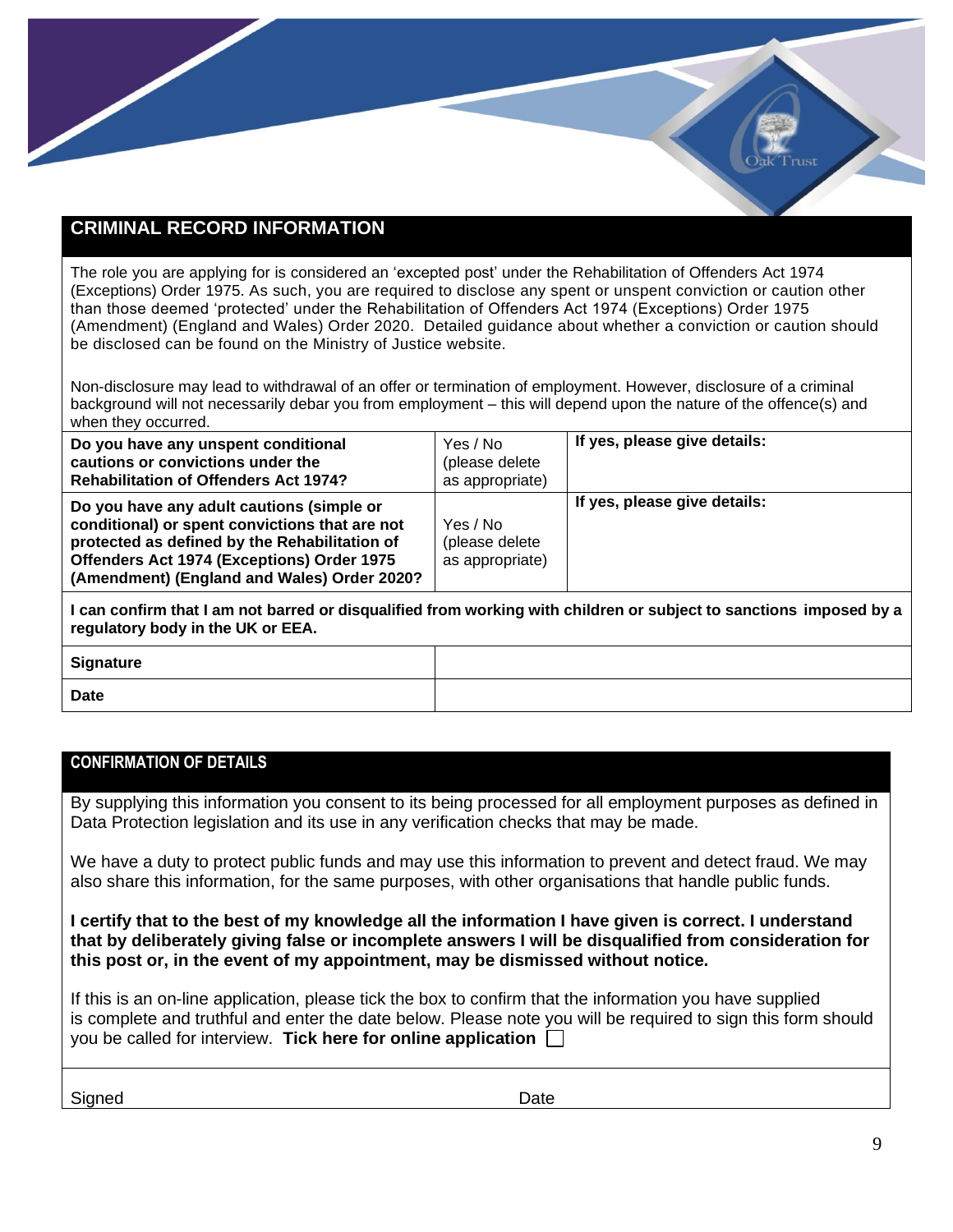## CRIMINAL RECORD INFORMATION

The role you are applying for is considered an 'excepted post' under the Rehabilitation of Offenders Act 1974 (Exceptions) Order 1975. As such, you are required to disclose any spent or unspent conviction or caution other than those deemed 'protected' under the Rehabilitation of Offenders Act 1974 (Exceptions) Order 1975 (Amendment) (England and Wales) Order 2020. Detailed guidance about whether a conviction or caution should be disclosed can be found on the Ministry of Justice website.

Non-disclosure may lead to withdrawal of an offer or termination of employment. However, disclosure of a criminal background will not necessarily debar you from employment – this will depend upon the nature of the offence(s) and when they occurred.

| | | |
|---|---|---|
| **Do you have any unspent conditional cautions or convictions under the Rehabilitation of Offenders Act 1974?** | Yes / No (please delete as appropriate) | **If yes, please give details:** |
| **Do you have any adult cautions (simple or conditional) or spent convictions that are not protected as defined by the Rehabilitation of Offenders Act 1974 (Exceptions) Order 1975 (Amendment) (England and Wales) Order 2020?** | Yes / No (please delete as appropriate) | **If yes, please give details:** |

**I can confirm that I am not barred or disqualified from working with children or subject to sanctions imposed by a regulatory body in the UK or EEA.**

| | |
|---|---|
| **Signature** | |
| **Date** | |

## CONFIRMATION OF DETAILS

By supplying this information you consent to its being processed for all employment purposes as defined in Data Protection legislation and its use in any verification checks that may be made.

We have a duty to protect public funds and may use this information to prevent and detect fraud. We may also share this information, for the same purposes, with other organisations that handle public funds.

**I certify that to the best of my knowledge all the information I have given is correct. I understand that by deliberately giving false or incomplete answers I will be disqualified from consideration for this post or, in the event of my appointment, may be dismissed without notice.**

If this is an on-line application, please tick the box to confirm that the information you have supplied is complete and truthful and enter the date below. Please note you will be required to sign this form should you be called for interview. **Tick here for online application** ☐

Signed　　　　　　　　　　　　　　　　　　　Date